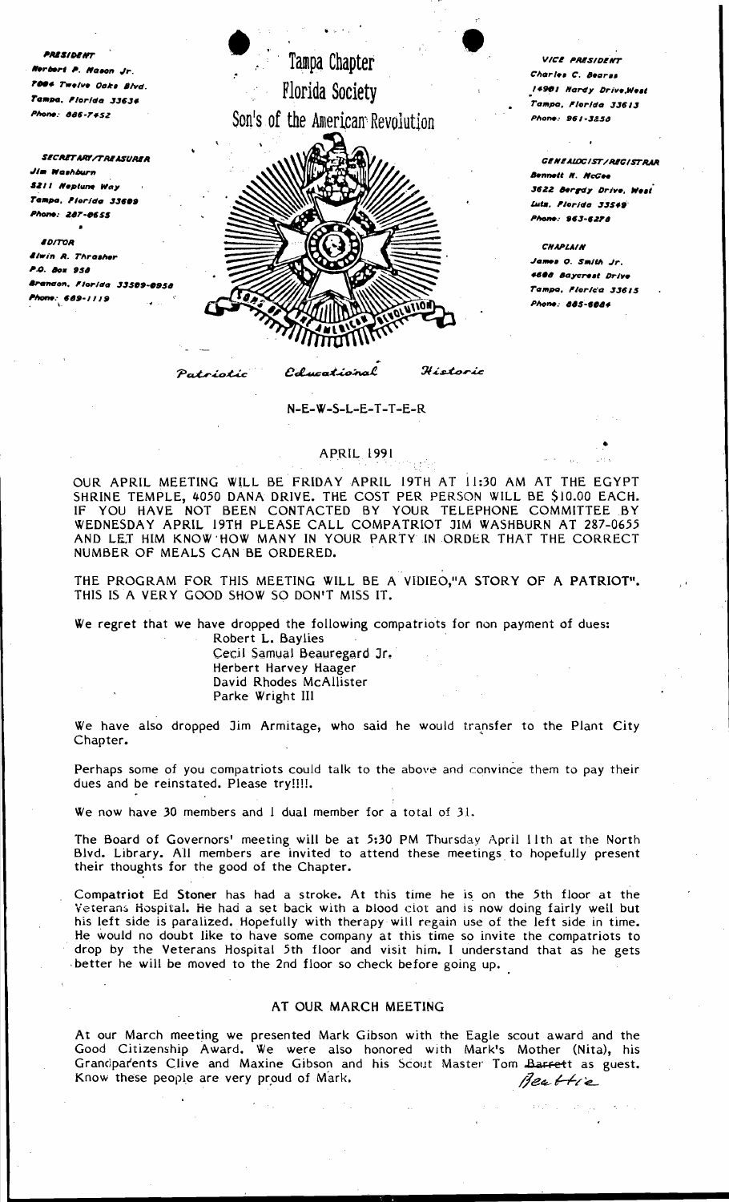**PRESIDENT**
Herbert P. Mason Jr.
7004 Twelve Oaks Blvd.
Tampa, Florida 33634
Phone: 886-7452

**SECRETARY/TREASURER**
Jim Washburn
5211 Neptune Way
Tampa, Florida 33609
Phone: 287-0655

**EDITOR**
Alwin R. Thrasher
P.O. Box 958
Brandon, Florida 33509-0958
Phone: 689-1119

# Tampa Chapter
# Florida Society
# Son's of the American Revolution

**VICE PRESIDENT**
Charles C. Bearss
14901 Hardy Drive,West
Tampa, Florida 33613
Phone: 961-3850

**GENEALOGIST/REGISTRAR**
Bennett H. McGee
3622 Bergdy Drive, West
Lutz, Florida 33549
Phone: 963-6278

**CHAPLAIN**
James O. Smith Jr.
4608 Baycrest Drive
Tampa, Florida 33615
Phone: 885-6084

*Patriotic Educational Historic*

N-E-W-S-L-E-T-T-E-R

APRIL 1991

OUR APRIL MEETING WILL BE FRIDAY APRIL 19TH AT 11:30 AM AT THE EGYPT SHRINE TEMPLE, 4050 DANA DRIVE. THE COST PER PERSON WILL BE $10.00 EACH. IF YOU HAVE NOT BEEN CONTACTED BY YOUR TELEPHONE COMMITTEE BY WEDNESDAY APRIL 19TH PLEASE CALL COMPATRIOT JIM WASHBURN AT 287-0655 AND LET HIM KNOW HOW MANY IN YOUR PARTY IN ORDER THAT THE CORRECT NUMBER OF MEALS CAN BE ORDERED.

THE PROGRAM FOR THIS MEETING WILL BE A VIDIEO,"A STORY OF A PATRIOT". THIS IS A VERY GOOD SHOW SO DON'T MISS IT.

We regret that we have dropped the following compatriots for non payment of dues:

Robert L. Baylies
Cecil Samual Beauregard Jr.
Herbert Harvey Haager
David Rhodes McAllister
Parke Wright III

We have also dropped Jim Armitage, who said he would transfer to the Plant City Chapter.

Perhaps some of you compatriots could talk to the above and convince them to pay their dues and be reinstated. Please try!!!!.

We now have 30 members and 1 dual member for a total of 31.

The Board of Governors' meeting will be at 5:30 PM Thursday April 11th at the North Blvd. Library. All members are invited to attend these meetings to hopefully present their thoughts for the good of the Chapter.

Compatriot Ed Stoner has had a stroke. At this time he is on the 5th floor at the Veterans Hospital. He had a set back with a blood clot and is now doing fairly well but his left side is paralized. Hopefully with therapy will regain use of the left side in time. He would no doubt like to have some company at this time so invite the compatriots to drop by the Veterans Hospital 5th floor and visit him. I understand that as he gets better he will be moved to the 2nd floor so check before going up.

## AT OUR MARCH MEETING

At our March meeting we presented Mark Gibson with the Eagle scout award and the Good Citizenship Award. We were also honored with Mark's Mother (Nita), his Grandparents Clive and Maxine Gibson and his Scout Master Tom ~~Barrett~~ Beattie as guest. Know these people are very proud of Mark.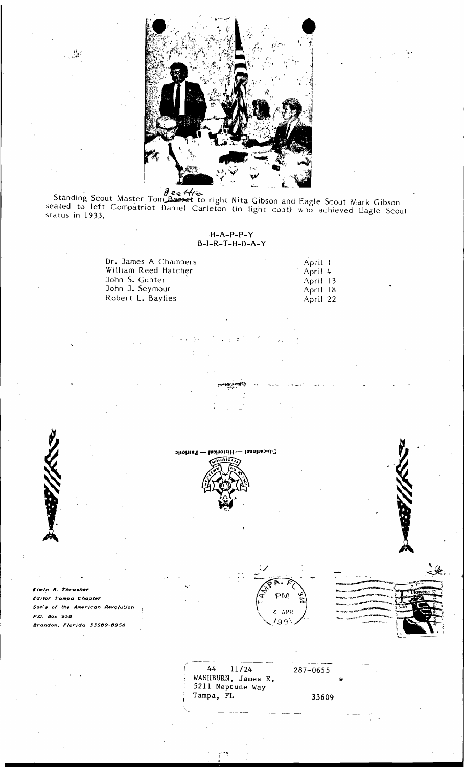Standing Scout Master Tom ~~Barnet~~ Beattie to right Nita Gibson and Eagle Scout Mark Gibson seated to left Compatriot Daniel Carleton (in light coat) who achieved Eagle Scout status in 1933.

H-A-P-P-Y
B-I-R-T-H-D-A-Y

| | |
|---|---|
| Dr. James A Chambers | April 1 |
| William Reed Hatcher | April 4 |
| John S. Gunter | April 13 |
| John J. Seymour | April 18 |
| Robert L. Baylies | April 22 |

Educational — Historical — Patriotic

*Elwin R. Thrasher*
*Editor Tampa Chapter*
*Son's of the American Revolution*
*P.O. Box 958*
*Brandon, Florida 33509-0958*

TAMPA, FL 336
PM
4 APR
1991

44 11/24 287-0655
WASHBURN, James E. *
5211 Neptune Way
Tampa, FL 33609